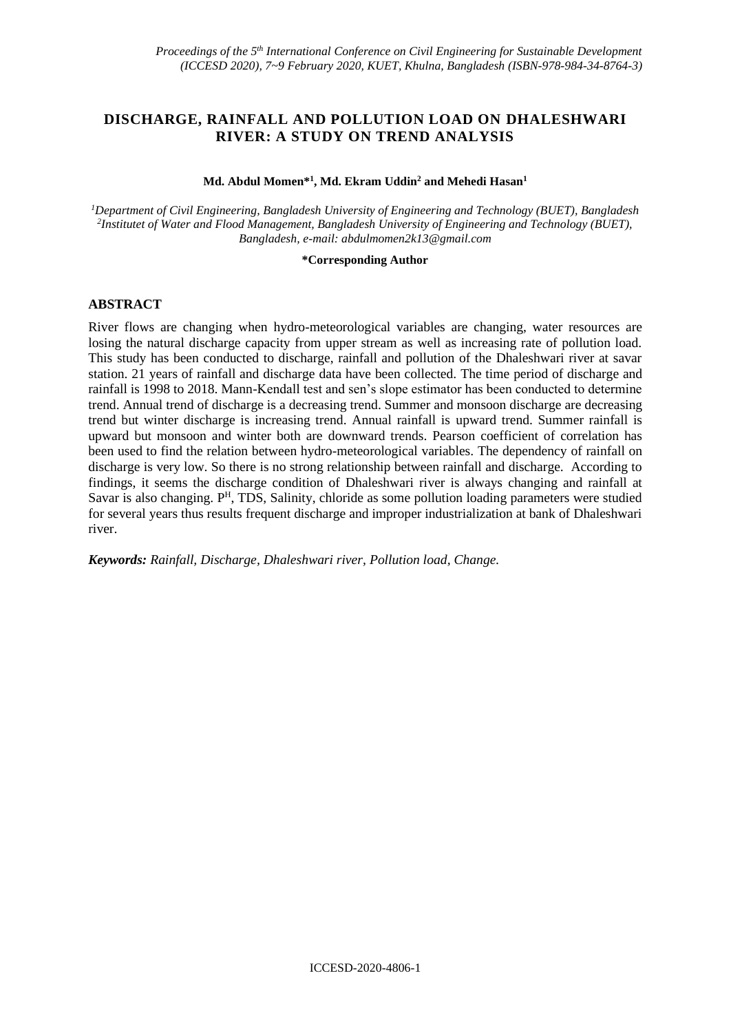# DISCHARGE, RAINFALL AND POLLUTION LOAD ON DHALESHWARI RIVER: A STUDY ON TREND ANALYSIS

**Md. Abdul Momen*[1], Md. Ekram Uddin[2] and Mehedi Hasan[1]**

[1]*Department of Civil Engineering, Bangladesh University of Engineering and Technology (BUET), Bangladesh*
[2]*Institutet of Water and Flood Management, Bangladesh University of Engineering and Technology (BUET), Bangladesh, e-mail: abdulmomen2k13@gmail.com*

**\*Corresponding Author**

## ABSTRACT

River flows are changing when hydro-meteorological variables are changing, water resources are losing the natural discharge capacity from upper stream as well as increasing rate of pollution load. This study has been conducted to discharge, rainfall and pollution of the Dhaleshwari river at savar station. 21 years of rainfall and discharge data have been collected. The time period of discharge and rainfall is 1998 to 2018. Mann-Kendall test and sen's slope estimator has been conducted to determine trend. Annual trend of discharge is a decreasing trend. Summer and monsoon discharge are decreasing trend but winter discharge is increasing trend. Annual rainfall is upward trend. Summer rainfall is upward but monsoon and winter both are downward trends. Pearson coefficient of correlation has been used to find the relation between hydro-meteorological variables. The dependency of rainfall on discharge is very low. So there is no strong relationship between rainfall and discharge. According to findings, it seems the discharge condition of Dhaleshwari river is always changing and rainfall at Savar is also changing. $P^H$, TDS, Salinity, chloride as some pollution loading parameters were studied for several years thus results frequent discharge and improper industrialization at bank of Dhaleshwari river.

***Keywords:*** *Rainfall, Discharge, Dhaleshwari river, Pollution load, Change.*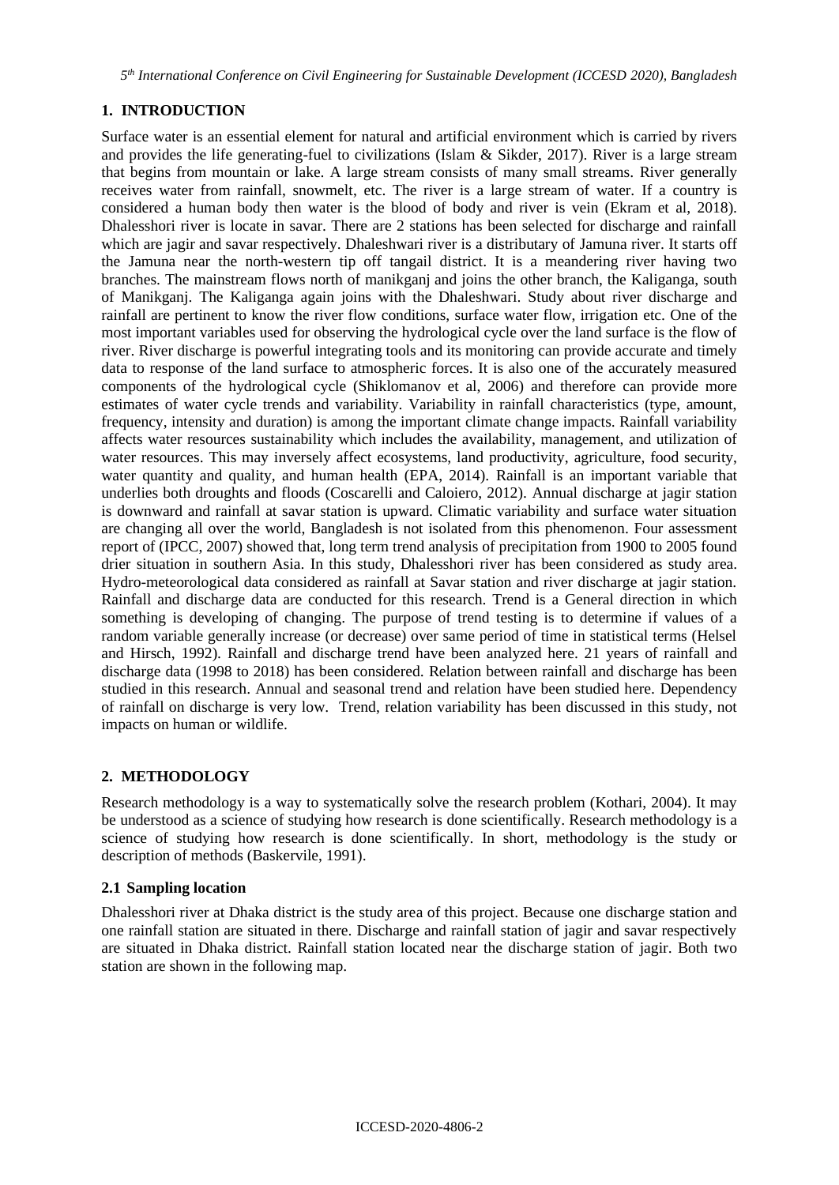## 1. INTRODUCTION

Surface water is an essential element for natural and artificial environment which is carried by rivers and provides the life generating-fuel to civilizations (Islam & Sikder, 2017). River is a large stream that begins from mountain or lake. A large stream consists of many small streams. River generally receives water from rainfall, snowmelt, etc. The river is a large stream of water. If a country is considered a human body then water is the blood of body and river is vein (Ekram et al, 2018). Dhalesshori river is locate in savar. There are 2 stations has been selected for discharge and rainfall which are jagir and savar respectively. Dhaleshwari river is a distributary of Jamuna river. It starts off the Jamuna near the north-western tip off tangail district. It is a meandering river having two branches. The mainstream flows north of manikganj and joins the other branch, the Kaliganga, south of Manikganj. The Kaliganga again joins with the Dhaleshwari. Study about river discharge and rainfall are pertinent to know the river flow conditions, surface water flow, irrigation etc. One of the most important variables used for observing the hydrological cycle over the land surface is the flow of river. River discharge is powerful integrating tools and its monitoring can provide accurate and timely data to response of the land surface to atmospheric forces. It is also one of the accurately measured components of the hydrological cycle (Shiklomanov et al, 2006) and therefore can provide more estimates of water cycle trends and variability. Variability in rainfall characteristics (type, amount, frequency, intensity and duration) is among the important climate change impacts. Rainfall variability affects water resources sustainability which includes the availability, management, and utilization of water resources. This may inversely affect ecosystems, land productivity, agriculture, food security, water quantity and quality, and human health (EPA, 2014). Rainfall is an important variable that underlies both droughts and floods (Coscarelli and Caloiero, 2012). Annual discharge at jagir station is downward and rainfall at savar station is upward. Climatic variability and surface water situation are changing all over the world, Bangladesh is not isolated from this phenomenon. Four assessment report of (IPCC, 2007) showed that, long term trend analysis of precipitation from 1900 to 2005 found drier situation in southern Asia. In this study, Dhalesshori river has been considered as study area. Hydro-meteorological data considered as rainfall at Savar station and river discharge at jagir station. Rainfall and discharge data are conducted for this research. Trend is a General direction in which something is developing of changing. The purpose of trend testing is to determine if values of a random variable generally increase (or decrease) over same period of time in statistical terms (Helsel and Hirsch, 1992). Rainfall and discharge trend have been analyzed here. 21 years of rainfall and discharge data (1998 to 2018) has been considered. Relation between rainfall and discharge has been studied in this research. Annual and seasonal trend and relation have been studied here. Dependency of rainfall on discharge is very low. Trend, relation variability has been discussed in this study, not impacts on human or wildlife.

## 2. METHODOLOGY

Research methodology is a way to systematically solve the research problem (Kothari, 2004). It may be understood as a science of studying how research is done scientifically. Research methodology is a science of studying how research is done scientifically. In short, methodology is the study or description of methods (Baskervile, 1991).

### 2.1 Sampling location

Dhalesshori river at Dhaka district is the study area of this project. Because one discharge station and one rainfall station are situated in there. Discharge and rainfall station of jagir and savar respectively are situated in Dhaka district. Rainfall station located near the discharge station of jagir. Both two station are shown in the following map.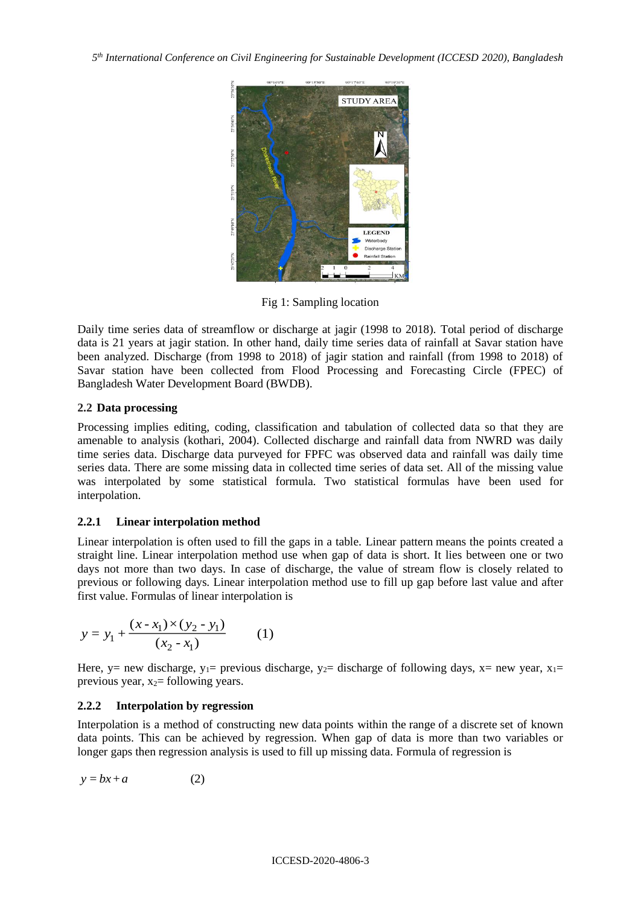Fig 1: Sampling location

Daily time series data of streamflow or discharge at jagir (1998 to 2018). Total period of discharge data is 21 years at jagir station. In other hand, daily time series data of rainfall at Savar station have been analyzed. Discharge (from 1998 to 2018) of jagir station and rainfall (from 1998 to 2018) of Savar station have been collected from Flood Processing and Forecasting Circle (FPEC) of Bangladesh Water Development Board (BWDB).

## 2.2 Data processing

Processing implies editing, coding, classification and tabulation of collected data so that they are amenable to analysis (kothari, 2004). Collected discharge and rainfall data from NWRD was daily time series data. Discharge data purveyed for FPFC was observed data and rainfall was daily time series data. There are some missing data in collected time series of data set. All of the missing value was interpolated by some statistical formula. Two statistical formulas have been used for interpolation.

### 2.2.1 Linear interpolation method

Linear interpolation is often used to fill the gaps in a table. Linear pattern means the points created a straight line. Linear interpolation method use when gap of data is short. It lies between one or two days not more than two days. In case of discharge, the value of stream flow is closely related to previous or following days. Linear interpolation method use to fill up gap before last value and after first value. Formulas of linear interpolation is

$$y = y_1 + \frac{(x - x_1) \times (y_2 - y_1)}{(x_2 - x_1)} \qquad (1)$$

Here, y= new discharge, $y_1$= previous discharge, $y_2$= discharge of following days, x= new year, $x_1$= previous year, $x_2$= following years.

### 2.2.2 Interpolation by regression

Interpolation is a method of constructing new data points within the range of a discrete set of known data points. This can be achieved by regression. When gap of data is more than two variables or longer gaps then regression analysis is used to fill up missing data. Formula of regression is

$$y = bx + a \qquad (2)$$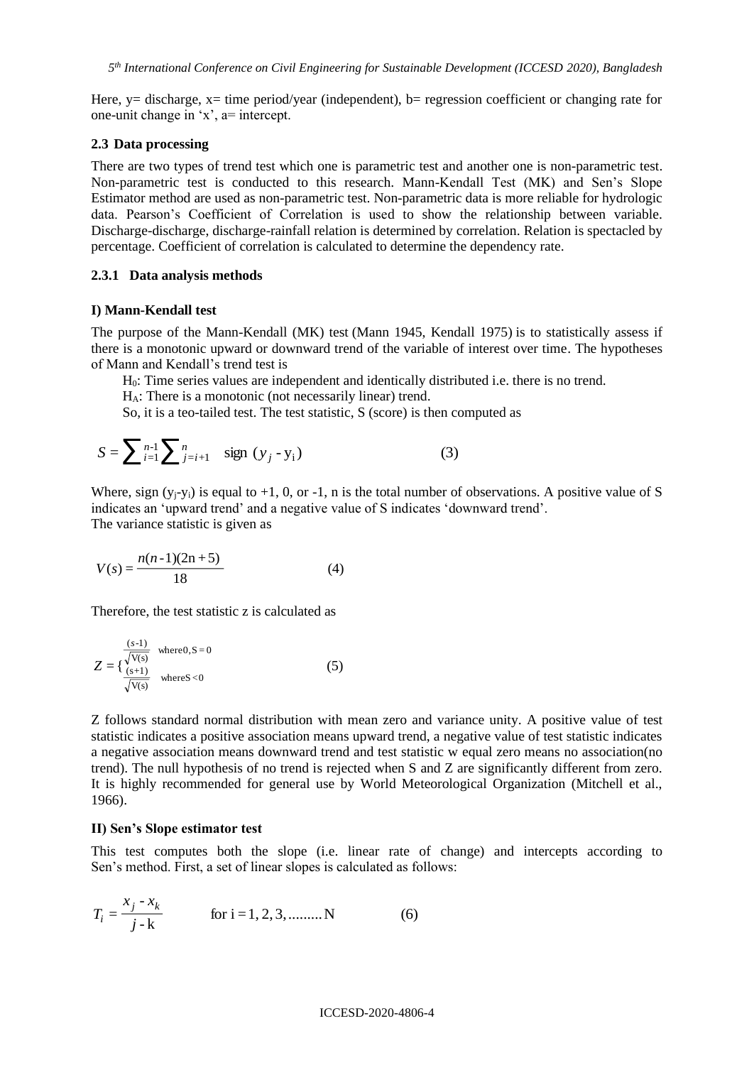Here, y= discharge, x= time period/year (independent), b= regression coefficient or changing rate for one-unit change in 'x', a= intercept.

### 2.3 Data processing

There are two types of trend test which one is parametric test and another one is non-parametric test. Non-parametric test is conducted to this research. Mann-Kendall Test (MK) and Sen's Slope Estimator method are used as non-parametric test. Non-parametric data is more reliable for hydrologic data. Pearson's Coefficient of Correlation is used to show the relationship between variable. Discharge-discharge, discharge-rainfall relation is determined by correlation. Relation is spectacled by percentage. Coefficient of correlation is calculated to determine the dependency rate.

#### 2.3.1 Data analysis methods

**I) Mann-Kendall test**

The purpose of the Mann-Kendall (MK) test (Mann 1945, Kendall 1975) is to statistically assess if there is a monotonic upward or downward trend of the variable of interest over time. The hypotheses of Mann and Kendall's trend test is

$H_0$: Time series values are independent and identically distributed i.e. there is no trend.

$H_A$: There is a monotonic (not necessarily linear) trend.

So, it is a teo-tailed test. The test statistic, S (score) is then computed as

$$S = \sum_{i=1}^{n-1} \sum_{j=i+1}^{n} \text{sign } (y_j - y_i) \tag{3}$$

Where, sign ($y_j$-$y_i$) is equal to +1, 0, or -1, n is the total number of observations. A positive value of S indicates an 'upward trend' and a negative value of S indicates 'downward trend'.
The variance statistic is given as

$$V(s) = \frac{n(n-1)(2n+5)}{18} \tag{4}$$

Therefore, the test statistic z is calculated as

$$Z = \left\{ \begin{array}{ll} \frac{(s-1)}{\sqrt{V(s)}} & \text{where} 0, S = 0 \\ \frac{(s+1)}{\sqrt{V(s)}} & \text{where} S < 0 \end{array} \right. \tag{5}$$

Z follows standard normal distribution with mean zero and variance unity. A positive value of test statistic indicates a positive association means upward trend, a negative value of test statistic indicates a negative association means downward trend and test statistic w equal zero means no association(no trend). The null hypothesis of no trend is rejected when S and Z are significantly different from zero. It is highly recommended for general use by World Meteorological Organization (Mitchell et al., 1966).

**II) Sen's Slope estimator test**

This test computes both the slope (i.e. linear rate of change) and intercepts according to Sen's method. First, a set of linear slopes is calculated as follows:

$$T_i = \frac{x_j - x_k}{j - k} \qquad \text{for } i = 1, 2, 3, \ldots\ldots\ldots N \tag{6}$$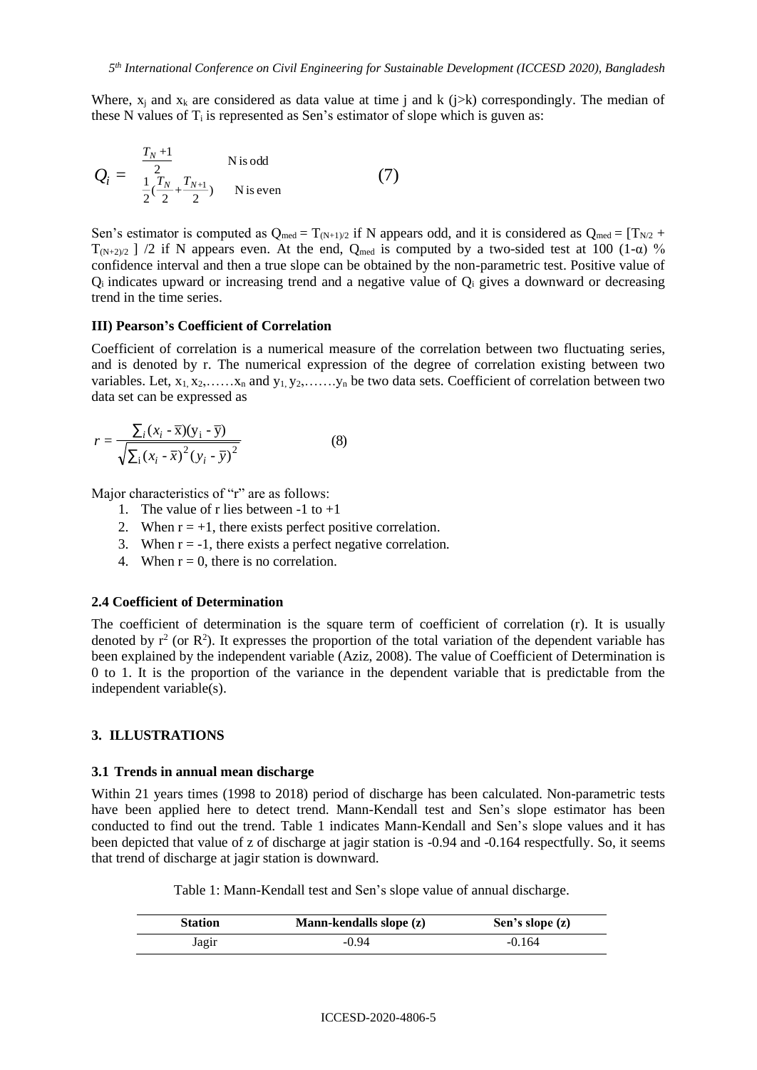Where, $x_j$ and $x_k$ are considered as data value at time j and k (j>k) correspondingly. The median of these N values of $T_i$ is represented as Sen's estimator of slope which is guven as:

$$Q_i = \begin{cases} \frac{T_N + 1}{2} & \text{N is odd} \\ \frac{1}{2}\left(\frac{T_N}{2} + \frac{T_{N+1}}{2}\right) & \text{N is even} \end{cases} \qquad (7)$$

Sen's estimator is computed as $Q_{med} = T_{(N+1)/2}$ if N appears odd, and it is considered as $Q_{med} = [T_{N/2} + T_{(N+2)/2}]/2$ if N appears even. At the end, $Q_{med}$ is computed by a two-sided test at 100 (1-α) % confidence interval and then a true slope can be obtained by the non-parametric test. Positive value of $Q_i$ indicates upward or increasing trend and a negative value of $Q_i$ gives a downward or decreasing trend in the time series.

**III) Pearson's Coefficient of Correlation**

Coefficient of correlation is a numerical measure of the correlation between two fluctuating series, and is denoted by r. The numerical expression of the degree of correlation existing between two variables. Let, $x_1, x_2, \ldots\ldots x_n$ and $y_1, y_2, \ldots\ldots. y_n$ be two data sets. Coefficient of correlation between two data set can be expressed as

$$r = \frac{\sum_i (x_i - \bar{x})(y_i - \bar{y})}{\sqrt{\sum_i (x_i - \bar{x})^2 (y_i - \bar{y})^2}} \qquad (8)$$

Major characteristics of "r" are as follows:

1. The value of r lies between -1 to +1
2. When r = +1, there exists perfect positive correlation.
3. When r = -1, there exists a perfect negative correlation.
4. When r = 0, there is no correlation.

### 2.4 Coefficient of Determination

The coefficient of determination is the square term of coefficient of correlation (r). It is usually denoted by $r^2$ (or $R^2$). It expresses the proportion of the total variation of the dependent variable has been explained by the independent variable (Aziz, 2008). The value of Coefficient of Determination is 0 to 1. It is the proportion of the variance in the dependent variable that is predictable from the independent variable(s).

## 3. ILLUSTRATIONS

### 3.1 Trends in annual mean discharge

Within 21 years times (1998 to 2018) period of discharge has been calculated. Non-parametric tests have been applied here to detect trend. Mann-Kendall test and Sen's slope estimator has been conducted to find out the trend. Table 1 indicates Mann-Kendall and Sen's slope values and it has been depicted that value of z of discharge at jagir station is -0.94 and -0.164 respectfully. So, it seems that trend of discharge at jagir station is downward.

Table 1: Mann-Kendall test and Sen's slope value of annual discharge.

| Station | Mann-kendalls slope (z) | Sen's slope (z) |
|---|---|---|
| Jagir | -0.94 | -0.164 |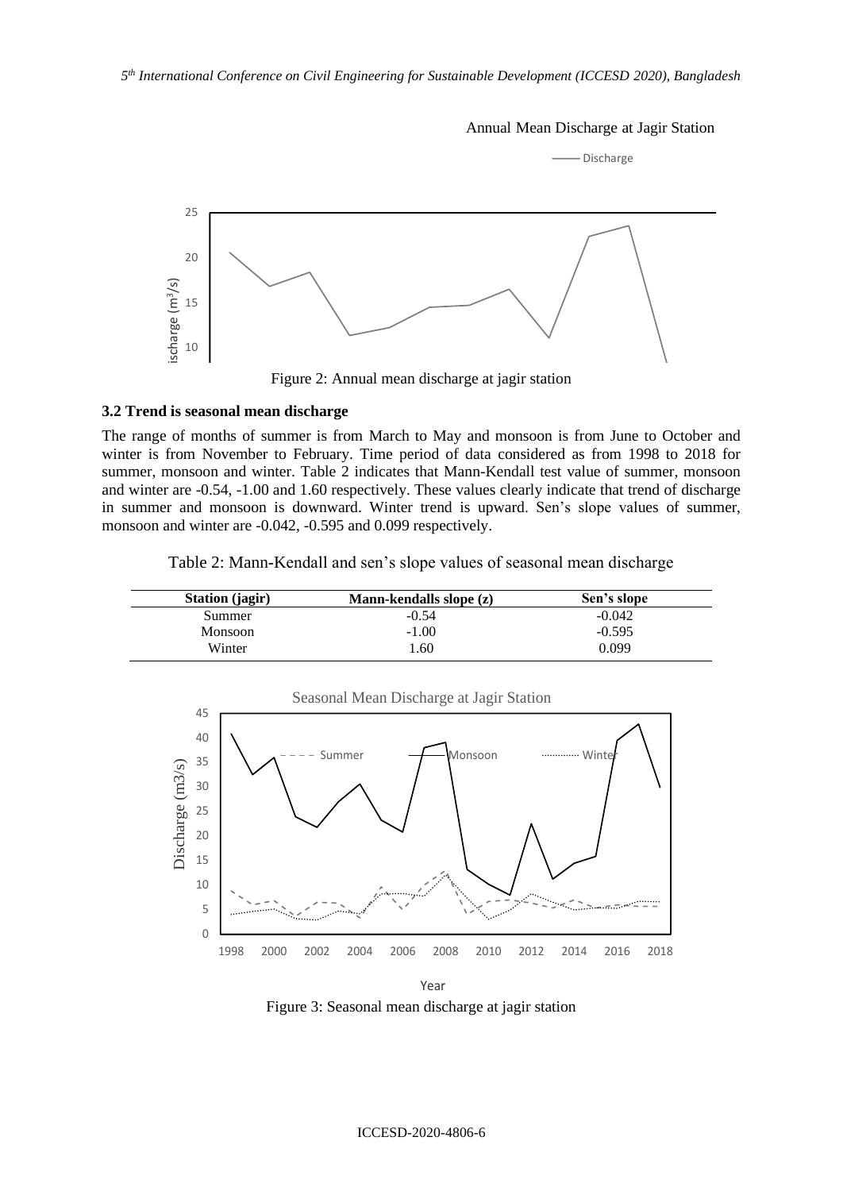Annual Mean Discharge at Jagir Station

Discharge

25

20

15

10

ischarge (m³/s)

Figure 2: Annual mean discharge at jagir station

### 3.2 Trend is seasonal mean discharge

The range of months of summer is from March to May and monsoon is from June to October and winter is from November to February. Time period of data considered as from 1998 to 2018 for summer, monsoon and winter. Table 2 indicates that Mann-Kendall test value of summer, monsoon and winter are -0.54, -1.00 and 1.60 respectively. These values clearly indicate that trend of discharge in summer and monsoon is downward. Winter trend is upward. Sen's slope values of summer, monsoon and winter are -0.042, -0.595 and 0.099 respectively.

Table 2: Mann-Kendall and sen's slope values of seasonal mean discharge

| Station (jagir) | Mann-kendalls slope (z) | Sen's slope |
|---|---|---|
| Summer | -0.54 | -0.042 |
| Monsoon | -1.00 | -0.595 |
| Winter | 1.60 | 0.099 |

Seasonal Mean Discharge at Jagir Station

Summer

Monsoon

Winter

45

40

35

30

25

20

15

10

5

0

Discharge (m3/s)

1998 2000 2002 2004 2006 2008 2010 2012 2014 2016 2018

Year

Figure 3: Seasonal mean discharge at jagir station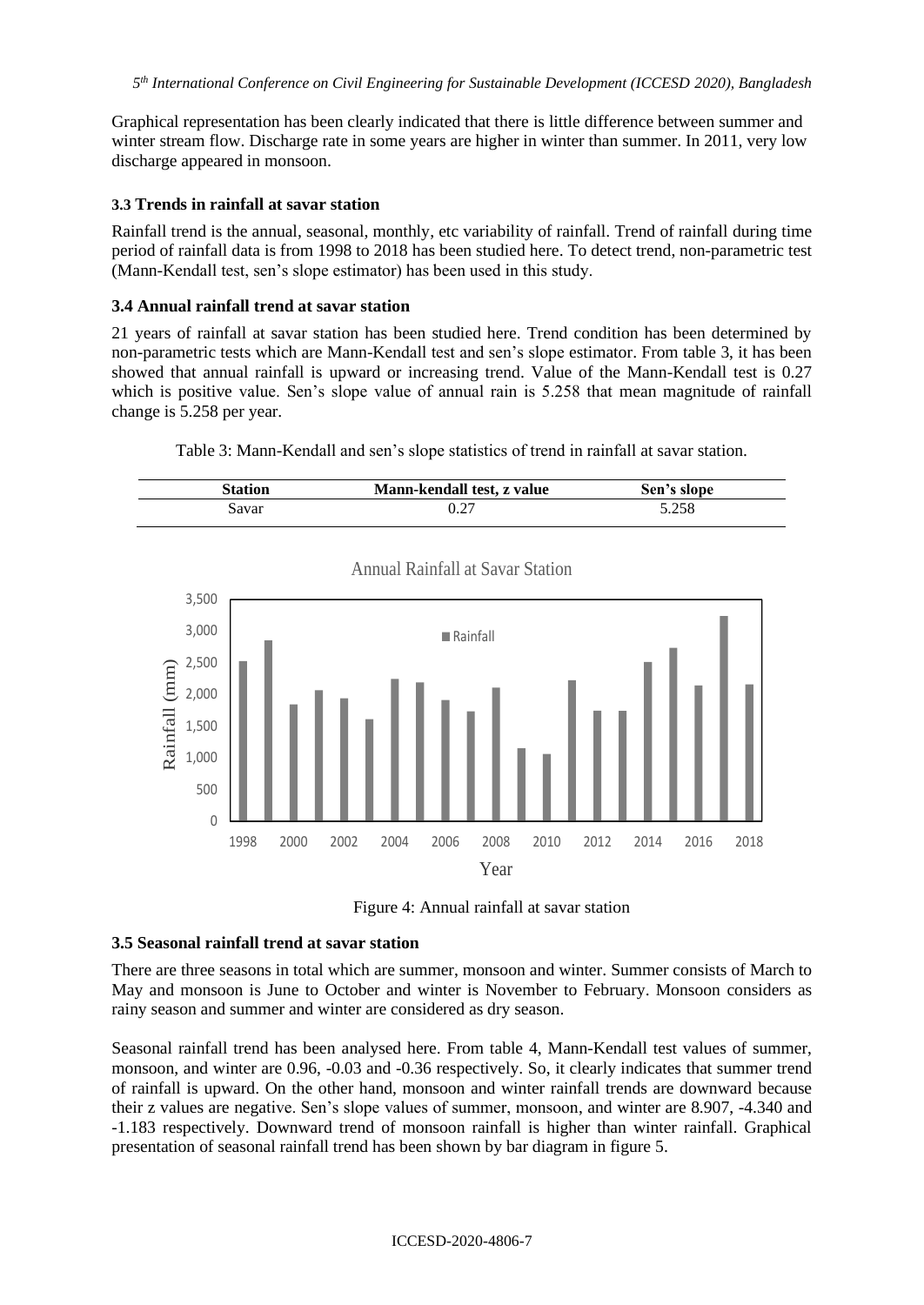Graphical representation has been clearly indicated that there is little difference between summer and winter stream flow. Discharge rate in some years are higher in winter than summer. In 2011, very low discharge appeared in monsoon.

### 3.3 Trends in rainfall at savar station

Rainfall trend is the annual, seasonal, monthly, etc variability of rainfall. Trend of rainfall during time period of rainfall data is from 1998 to 2018 has been studied here. To detect trend, non-parametric test (Mann-Kendall test, sen's slope estimator) has been used in this study.

### 3.4 Annual rainfall trend at savar station

21 years of rainfall at savar station has been studied here. Trend condition has been determined by non-parametric tests which are Mann-Kendall test and sen's slope estimator. From table 3, it has been showed that annual rainfall is upward or increasing trend. Value of the Mann-Kendall test is 0.27 which is positive value. Sen's slope value of annual rain is 5.258 that mean magnitude of rainfall change is 5.258 per year.

Table 3: Mann-Kendall and sen's slope statistics of trend in rainfall at savar station.

| Station | Mann-kendall test, z value | Sen's slope |
|---|---|---|
| Savar | 0.27 | 5.258 |

Annual Rainfall at Savar Station

Rainfall

Rainfall (mm)

3,500
3,000
2,500
2,000
1,500
1,000
500
0

1998 2000 2002 2004 2006 2008 2010 2012 2014 2016 2018

Year

Figure 4: Annual rainfall at savar station

### 3.5 Seasonal rainfall trend at savar station

There are three seasons in total which are summer, monsoon and winter. Summer consists of March to May and monsoon is June to October and winter is November to February. Monsoon considers as rainy season and summer and winter are considered as dry season.

Seasonal rainfall trend has been analysed here. From table 4, Mann-Kendall test values of summer, monsoon, and winter are 0.96, -0.03 and -0.36 respectively. So, it clearly indicates that summer trend of rainfall is upward. On the other hand, monsoon and winter rainfall trends are downward because their z values are negative. Sen's slope values of summer, monsoon, and winter are 8.907, -4.340 and -1.183 respectively. Downward trend of monsoon rainfall is higher than winter rainfall. Graphical presentation of seasonal rainfall trend has been shown by bar diagram in figure 5.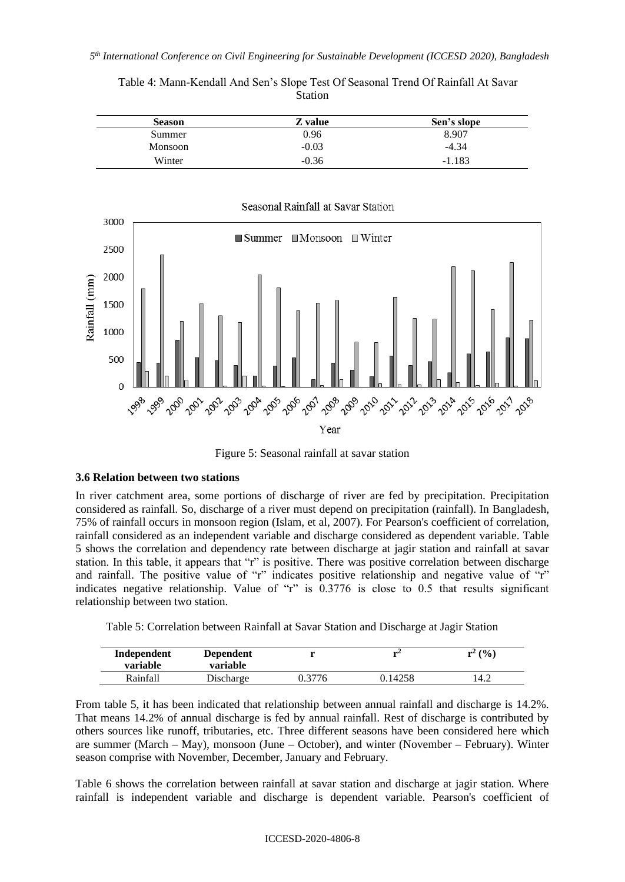Table 4: Mann-Kendall And Sen's Slope Test Of Seasonal Trend Of Rainfall At Savar Station

| Season | Z value | Sen's slope |
|---|---|---|
| Summer | 0.96 | 8.907 |
| Monsoon | -0.03 | -4.34 |
| Winter | -0.36 | -1.183 |

Seasonal Rainfall at Savar Station

Summer Monsoon Winter

Rainfall (mm)

3000
2500
2000
1500
1000
500
0

1998 1999 2000 2001 2002 2003 2004 2005 2006 2007 2008 2009 2010 2011 2012 2013 2014 2015 2016 2017 2018

Year

Figure 5: Seasonal rainfall at savar station

### 3.6 Relation between two stations

In river catchment area, some portions of discharge of river are fed by precipitation. Precipitation considered as rainfall. So, discharge of a river must depend on precipitation (rainfall). In Bangladesh, 75% of rainfall occurs in monsoon region (Islam, et al, 2007). For Pearson's coefficient of correlation, rainfall considered as an independent variable and discharge considered as dependent variable. Table 5 shows the correlation and dependency rate between discharge at jagir station and rainfall at savar station. In this table, it appears that "r" is positive. There was positive correlation between discharge and rainfall. The positive value of "r" indicates positive relationship and negative value of "r" indicates negative relationship. Value of "r" is 0.3776 is close to 0.5 that results significant relationship between two station.

Table 5: Correlation between Rainfall at Savar Station and Discharge at Jagir Station

| Independent variable | Dependent variable | r | $r^2$ | $r^2$ (%) |
|---|---|---|---|---|
| Rainfall | Discharge | 0.3776 | 0.14258 | 14.2 |

From table 5, it has been indicated that relationship between annual rainfall and discharge is 14.2%. That means 14.2% of annual discharge is fed by annual rainfall. Rest of discharge is contributed by others sources like runoff, tributaries, etc. Three different seasons have been considered here which are summer (March – May), monsoon (June – October), and winter (November – February). Winter season comprise with November, December, January and February.

Table 6 shows the correlation between rainfall at savar station and discharge at jagir station. Where rainfall is independent variable and discharge is dependent variable. Pearson's coefficient of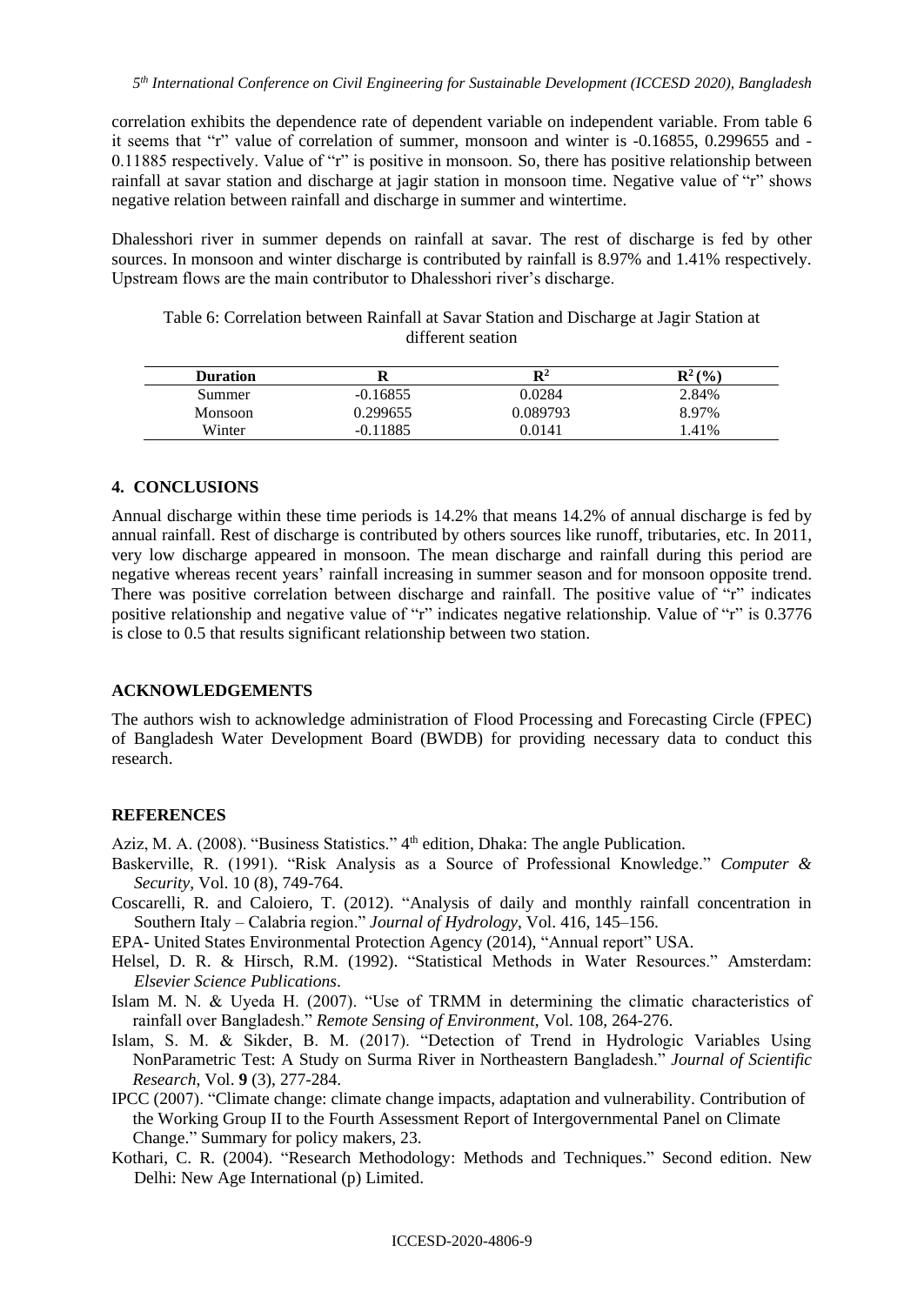correlation exhibits the dependence rate of dependent variable on independent variable. From table 6 it seems that "r" value of correlation of summer, monsoon and winter is -0.16855, 0.299655 and -0.11885 respectively. Value of "r" is positive in monsoon. So, there has positive relationship between rainfall at savar station and discharge at jagir station in monsoon time. Negative value of "r" shows negative relation between rainfall and discharge in summer and wintertime.

Dhalesshori river in summer depends on rainfall at savar. The rest of discharge is fed by other sources. In monsoon and winter discharge is contributed by rainfall is 8.97% and 1.41% respectively. Upstream flows are the main contributor to Dhalesshori river's discharge.

Table 6: Correlation between Rainfall at Savar Station and Discharge at Jagir Station at different seation

| Duration | R | $R^2$ | $R^2$ (%) |
|---|---|---|---|
| Summer | -0.16855 | 0.0284 | 2.84% |
| Monsoon | 0.299655 | 0.089793 | 8.97% |
| Winter | -0.11885 | 0.0141 | 1.41% |

## 4. CONCLUSIONS

Annual discharge within these time periods is 14.2% that means 14.2% of annual discharge is fed by annual rainfall. Rest of discharge is contributed by others sources like runoff, tributaries, etc. In 2011, very low discharge appeared in monsoon. The mean discharge and rainfall during this period are negative whereas recent years' rainfall increasing in summer season and for monsoon opposite trend. There was positive correlation between discharge and rainfall. The positive value of "r" indicates positive relationship and negative value of "r" indicates negative relationship. Value of "r" is 0.3776 is close to 0.5 that results significant relationship between two station.

## ACKNOWLEDGEMENTS

The authors wish to acknowledge administration of Flood Processing and Forecasting Circle (FPEC) of Bangladesh Water Development Board (BWDB) for providing necessary data to conduct this research.

## REFERENCES

Aziz, M. A. (2008). "Business Statistics." 4th edition, Dhaka: The angle Publication.

Baskerville, R. (1991). "Risk Analysis as a Source of Professional Knowledge." *Computer & Security*, Vol. 10 (8), 749-764.

Coscarelli, R. and Caloiero, T. (2012). "Analysis of daily and monthly rainfall concentration in Southern Italy – Calabria region." *Journal of Hydrology*, Vol. 416, 145–156.

EPA- United States Environmental Protection Agency (2014), "Annual report" USA.

Helsel, D. R. & Hirsch, R.M. (1992). "Statistical Methods in Water Resources." Amsterdam: *Elsevier Science Publications*.

Islam M. N. & Uyeda H. (2007). "Use of TRMM in determining the climatic characteristics of rainfall over Bangladesh." *Remote Sensing of Environment*, Vol. 108, 264-276.

Islam, S. M. & Sikder, B. M. (2017). "Detection of Trend in Hydrologic Variables Using NonParametric Test: A Study on Surma River in Northeastern Bangladesh." *Journal of Scientific Research*, Vol. **9** (3), 277-284.

IPCC (2007). "Climate change: climate change impacts, adaptation and vulnerability. Contribution of the Working Group II to the Fourth Assessment Report of Intergovernmental Panel on Climate Change." Summary for policy makers, 23.

Kothari, C. R. (2004). "Research Methodology: Methods and Techniques." Second edition. New Delhi: New Age International (p) Limited.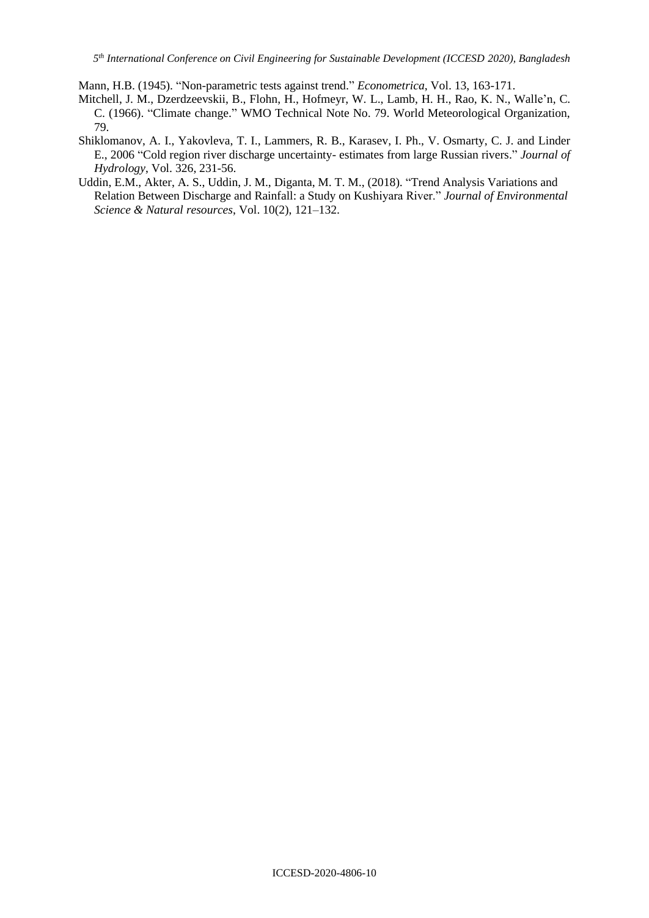Mann, H.B. (1945). "Non-parametric tests against trend." *Econometrica*, Vol. 13, 163-171.

Mitchell, J. M., Dzerdzeevskii, B., Flohn, H., Hofmeyr, W. L., Lamb, H. H., Rao, K. N., Walle'n, C. C. (1966). "Climate change." WMO Technical Note No. 79. World Meteorological Organization, 79.

Shiklomanov, A. I., Yakovleva, T. I., Lammers, R. B., Karasev, I. Ph., V. Osmarty, C. J. and Linder E., 2006 "Cold region river discharge uncertainty- estimates from large Russian rivers." *Journal of Hydrology*, Vol. 326, 231-56.

Uddin, E.M., Akter, A. S., Uddin, J. M., Diganta, M. T. M., (2018). "Trend Analysis Variations and Relation Between Discharge and Rainfall: a Study on Kushiyara River." *Journal of Environmental Science & Natural resources*, Vol. 10(2), 121–132.